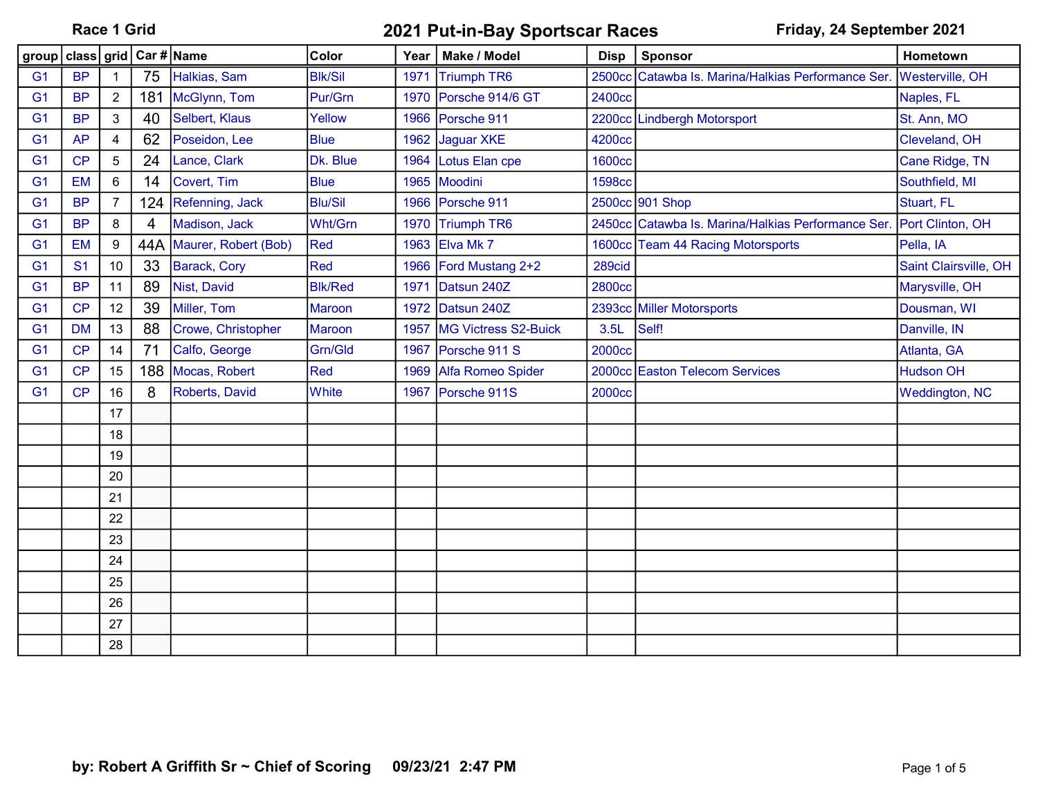**Race 1 Grid** | **2021 Put-in-Bay Sportscar Races** | **Friday, 24 September 2021**

| group | class | grid | Car # | Name | Color | Year | Make / Model | Disp | Sponsor | Hometown |
|---|---|---|---|---|---|---|---|---|---|---|
| G1 | BP | 1 | 75 | Halkias, Sam | Blk/Sil | 1971 | Triumph TR6 | 2500cc | Catawba Is. Marina/Halkias Performance Ser. | Westerville, OH |
| G1 | BP | 2 | 181 | McGlynn, Tom | Pur/Grn | 1970 | Porsche 914/6 GT | 2400cc | | Naples, FL |
| G1 | BP | 3 | 40 | Selbert, Klaus | Yellow | 1966 | Porsche 911 | 2200cc | Lindbergh Motorsport | St. Ann, MO |
| G1 | AP | 4 | 62 | Poseidon, Lee | Blue | 1962 | Jaguar XKE | 4200cc | | Cleveland, OH |
| G1 | CP | 5 | 24 | Lance, Clark | Dk. Blue | 1964 | Lotus Elan cpe | 1600cc | | Cane Ridge, TN |
| G1 | EM | 6 | 14 | Covert, Tim | Blue | 1965 | Moodini | 1598cc | | Southfield, MI |
| G1 | BP | 7 | 124 | Refenning, Jack | Blu/Sil | 1966 | Porsche 911 | 2500cc | 901 Shop | Stuart, FL |
| G1 | BP | 8 | 4 | Madison, Jack | Wht/Grn | 1970 | Triumph TR6 | 2450cc | Catawba Is. Marina/Halkias Performance Ser. | Port Clinton, OH |
| G1 | EM | 9 | 44A | Maurer, Robert (Bob) | Red | 1963 | Elva Mk 7 | 1600cc | Team 44 Racing Motorsports | Pella, IA |
| G1 | S1 | 10 | 33 | Barack, Cory | Red | 1966 | Ford Mustang 2+2 | 289cid | | Saint Clairsville, OH |
| G1 | BP | 11 | 89 | Nist, David | Blk/Red | 1971 | Datsun 240Z | 2800cc | | Marysville, OH |
| G1 | CP | 12 | 39 | Miller, Tom | Maroon | 1972 | Datsun 240Z | 2393cc | Miller Motorsports | Dousman, WI |
| G1 | DM | 13 | 88 | Crowe, Christopher | Maroon | 1957 | MG Victress S2-Buick | 3.5L | Self! | Danville, IN |
| G1 | CP | 14 | 71 | Calfo, George | Grn/Gld | 1967 | Porsche 911 S | 2000cc | | Atlanta, GA |
| G1 | CP | 15 | 188 | Mocas, Robert | Red | 1969 | Alfa Romeo Spider | 2000cc | Easton Telecom Services | Hudson OH |
| G1 | CP | 16 | 8 | Roberts, David | White | 1967 | Porsche 911S | 2000cc | | Weddington, NC |
| | | 17 | | | | | | | | |
| | | 18 | | | | | | | | |
| | | 19 | | | | | | | | |
| | | 20 | | | | | | | | |
| | | 21 | | | | | | | | |
| | | 22 | | | | | | | | |
| | | 23 | | | | | | | | |
| | | 24 | | | | | | | | |
| | | 25 | | | | | | | | |
| | | 26 | | | | | | | | |
| | | 27 | | | | | | | | |
| | | 28 | | | | | | | | |

**by: Robert A Griffith Sr ~ Chief of Scoring 09/23/21 2:47 PM**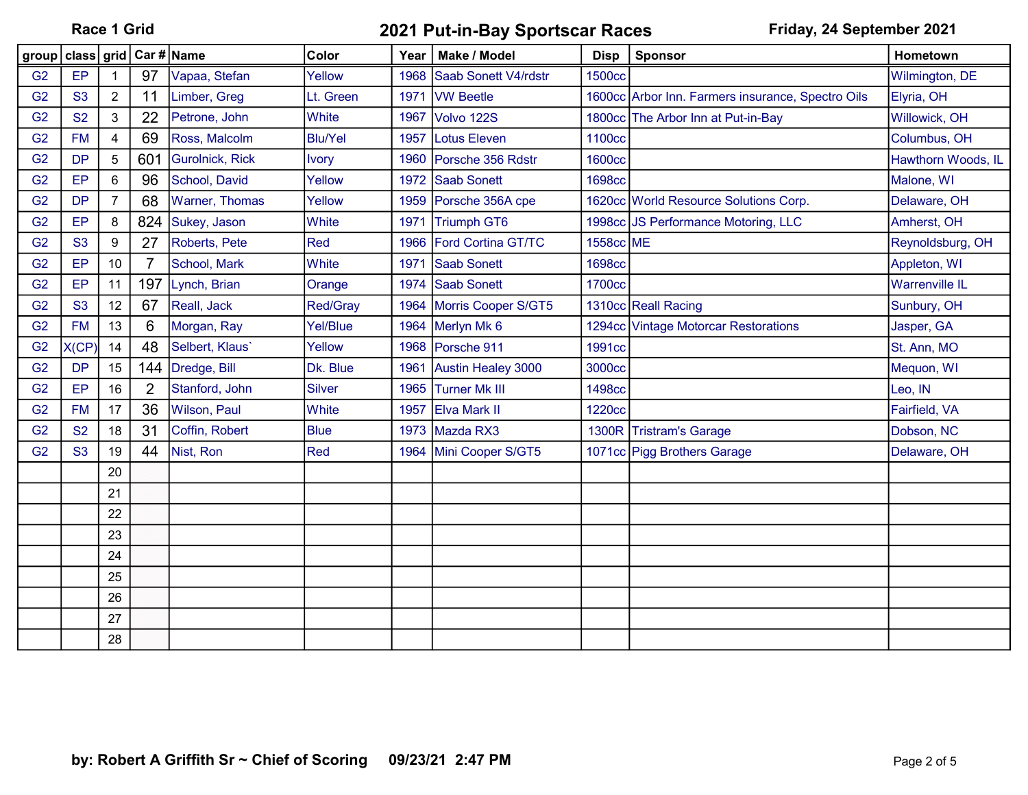Race 1 Grid

# 2021 Put-in-Bay Sportscar Races

Friday, 24 September 2021

| group | class | grid | Car # | Name | Color | Year | Make / Model | Disp | Sponsor | Hometown |
|---|---|---|---|---|---|---|---|---|---|---|
| G2 | EP | 1 | 97 | Vapaa, Stefan | Yellow | 1968 | Saab Sonett V4/rdstr | 1500cc | | Wilmington, DE |
| G2 | S3 | 2 | 11 | Limber, Greg | Lt. Green | 1971 | VW Beetle | 1600cc | Arbor Inn. Farmers insurance, Spectro Oils | Elyria, OH |
| G2 | S2 | 3 | 22 | Petrone, John | White | 1967 | Volvo 122S | 1800cc | The Arbor Inn at Put-in-Bay | Willowick, OH |
| G2 | FM | 4 | 69 | Ross, Malcolm | Blu/Yel | 1957 | Lotus Eleven | 1100cc | | Columbus, OH |
| G2 | DP | 5 | 601 | Gurolnick, Rick | Ivory | 1960 | Porsche 356 Rdstr | 1600cc | | Hawthorn Woods, IL |
| G2 | EP | 6 | 96 | School, David | Yellow | 1972 | Saab Sonett | 1698cc | | Malone, WI |
| G2 | DP | 7 | 68 | Warner, Thomas | Yellow | 1959 | Porsche 356A cpe | 1620cc | World Resource Solutions Corp. | Delaware, OH |
| G2 | EP | 8 | 824 | Sukey, Jason | White | 1971 | Triumph GT6 | 1998cc | JS Performance Motoring, LLC | Amherst, OH |
| G2 | S3 | 9 | 27 | Roberts, Pete | Red | 1966 | Ford Cortina GT/TC | 1558cc | ME | Reynoldsburg, OH |
| G2 | EP | 10 | 7 | School, Mark | White | 1971 | Saab Sonett | 1698cc | | Appleton, WI |
| G2 | EP | 11 | 197 | Lynch, Brian | Orange | 1974 | Saab Sonett | 1700cc | | Warrenville IL |
| G2 | S3 | 12 | 67 | Reall, Jack | Red/Gray | 1964 | Morris Cooper S/GT5 | 1310cc | Reall Racing | Sunbury, OH |
| G2 | FM | 13 | 6 | Morgan, Ray | Yel/Blue | 1964 | Merlyn Mk 6 | 1294cc | Vintage Motorcar Restorations | Jasper, GA |
| G2 | X(CP) | 14 | 48 | Selbert, Klaus` | Yellow | 1968 | Porsche 911 | 1991cc | | St. Ann, MO |
| G2 | DP | 15 | 144 | Dredge, Bill | Dk. Blue | 1961 | Austin Healey 3000 | 3000cc | | Mequon, WI |
| G2 | EP | 16 | 2 | Stanford, John | Silver | 1965 | Turner Mk III | 1498cc | | Leo, IN |
| G2 | FM | 17 | 36 | Wilson, Paul | White | 1957 | Elva Mark II | 1220cc | | Fairfield, VA |
| G2 | S2 | 18 | 31 | Coffin, Robert | Blue | 1973 | Mazda RX3 | 1300R | Tristram's Garage | Dobson, NC |
| G2 | S3 | 19 | 44 | Nist, Ron | Red | 1964 | Mini Cooper S/GT5 | 1071cc | Pigg Brothers Garage | Delaware, OH |
| | | 20 | | | | | | | | |
| | | 21 | | | | | | | | |
| | | 22 | | | | | | | | |
| | | 23 | | | | | | | | |
| | | 24 | | | | | | | | |
| | | 25 | | | | | | | | |
| | | 26 | | | | | | | | |
| | | 27 | | | | | | | | |
| | | 28 | | | | | | | | |

**by: Robert A Griffith Sr ~ Chief of Scoring 09/23/21 2:47 PM**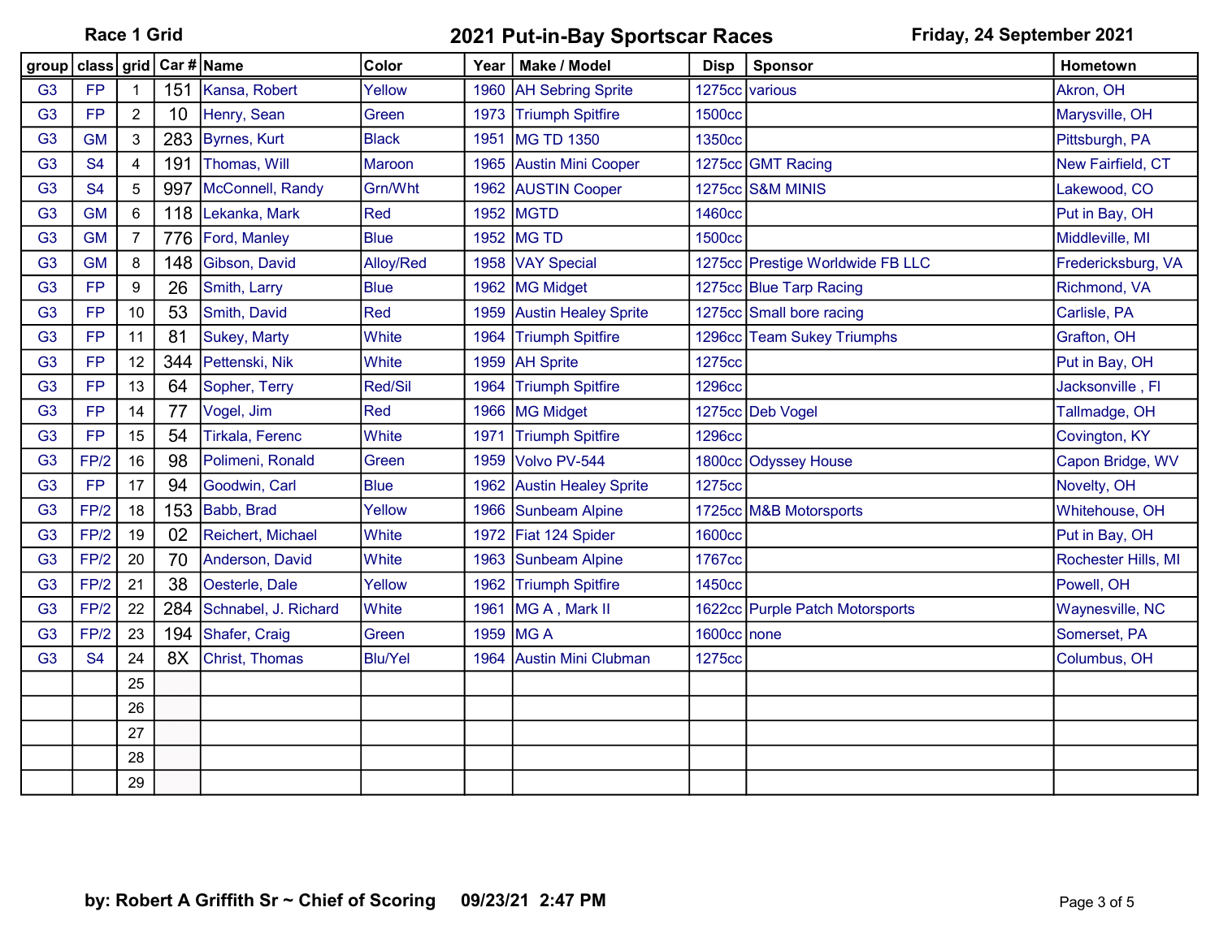Race 1 Grid

# 2021 Put-in-Bay Sportscar Races

Friday, 24 September 2021

| group | class | grid | Car # | Name | Color | Year | Make / Model | Disp | Sponsor | Hometown |
|---|---|---|---|---|---|---|---|---|---|---|
| G3 | FP | 1 | 151 | Kansa, Robert | Yellow | 1960 | AH Sebring Sprite | 1275cc | various | Akron, OH |
| G3 | FP | 2 | 10 | Henry, Sean | Green | 1973 | Triumph Spitfire | 1500cc | | Marysville, OH |
| G3 | GM | 3 | 283 | Byrnes, Kurt | Black | 1951 | MG TD 1350 | 1350cc | | Pittsburgh, PA |
| G3 | S4 | 4 | 191 | Thomas, Will | Maroon | 1965 | Austin Mini Cooper | 1275cc | GMT Racing | New Fairfield, CT |
| G3 | S4 | 5 | 997 | McConnell, Randy | Grn/Wht | 1962 | AUSTIN Cooper | 1275cc | S&M MINIS | Lakewood, CO |
| G3 | GM | 6 | 118 | Lekanka, Mark | Red | 1952 | MGTD | 1460cc | | Put in Bay, OH |
| G3 | GM | 7 | 776 | Ford, Manley | Blue | 1952 | MG TD | 1500cc | | Middleville, MI |
| G3 | GM | 8 | 148 | Gibson, David | Alloy/Red | 1958 | VAY Special | 1275cc | Prestige Worldwide FB LLC | Fredericksburg, VA |
| G3 | FP | 9 | 26 | Smith, Larry | Blue | 1962 | MG Midget | 1275cc | Blue Tarp Racing | Richmond, VA |
| G3 | FP | 10 | 53 | Smith, David | Red | 1959 | Austin Healey Sprite | 1275cc | Small bore racing | Carlisle, PA |
| G3 | FP | 11 | 81 | Sukey, Marty | White | 1964 | Triumph Spitfire | 1296cc | Team Sukey Triumphs | Grafton, OH |
| G3 | FP | 12 | 344 | Pettenski, Nik | White | 1959 | AH Sprite | 1275cc | | Put in Bay, OH |
| G3 | FP | 13 | 64 | Sopher, Terry | Red/Sil | 1964 | Triumph Spitfire | 1296cc | | Jacksonville , Fl |
| G3 | FP | 14 | 77 | Vogel, Jim | Red | 1966 | MG Midget | 1275cc | Deb Vogel | Tallmadge, OH |
| G3 | FP | 15 | 54 | Tirkala, Ferenc | White | 1971 | Triumph Spitfire | 1296cc | | Covington, KY |
| G3 | FP/2 | 16 | 98 | Polimeni, Ronald | Green | 1959 | Volvo PV-544 | 1800cc | Odyssey House | Capon Bridge, WV |
| G3 | FP | 17 | 94 | Goodwin, Carl | Blue | 1962 | Austin Healey Sprite | 1275cc | | Novelty, OH |
| G3 | FP/2 | 18 | 153 | Babb, Brad | Yellow | 1966 | Sunbeam Alpine | 1725cc | M&B Motorsports | Whitehouse, OH |
| G3 | FP/2 | 19 | 02 | Reichert, Michael | White | 1972 | Fiat 124 Spider | 1600cc | | Put in Bay, OH |
| G3 | FP/2 | 20 | 70 | Anderson, David | White | 1963 | Sunbeam Alpine | 1767cc | | Rochester Hills, MI |
| G3 | FP/2 | 21 | 38 | Oesterle, Dale | Yellow | 1962 | Triumph Spitfire | 1450cc | | Powell, OH |
| G3 | FP/2 | 22 | 284 | Schnabel, J. Richard | White | 1961 | MG A , Mark II | 1622cc | Purple Patch Motorsports | Waynesville, NC |
| G3 | FP/2 | 23 | 194 | Shafer, Craig | Green | 1959 | MG A | 1600cc | none | Somerset, PA |
| G3 | S4 | 24 | 8X | Christ, Thomas | Blu/Yel | 1964 | Austin Mini Clubman | 1275cc | | Columbus, OH |
| | | 25 | | | | | | | | |
| | | 26 | | | | | | | | |
| | | 27 | | | | | | | | |
| | | 28 | | | | | | | | |
| | | 29 | | | | | | | | |

by: Robert A Griffith Sr ~ Chief of Scoring 09/23/21 2:47 PM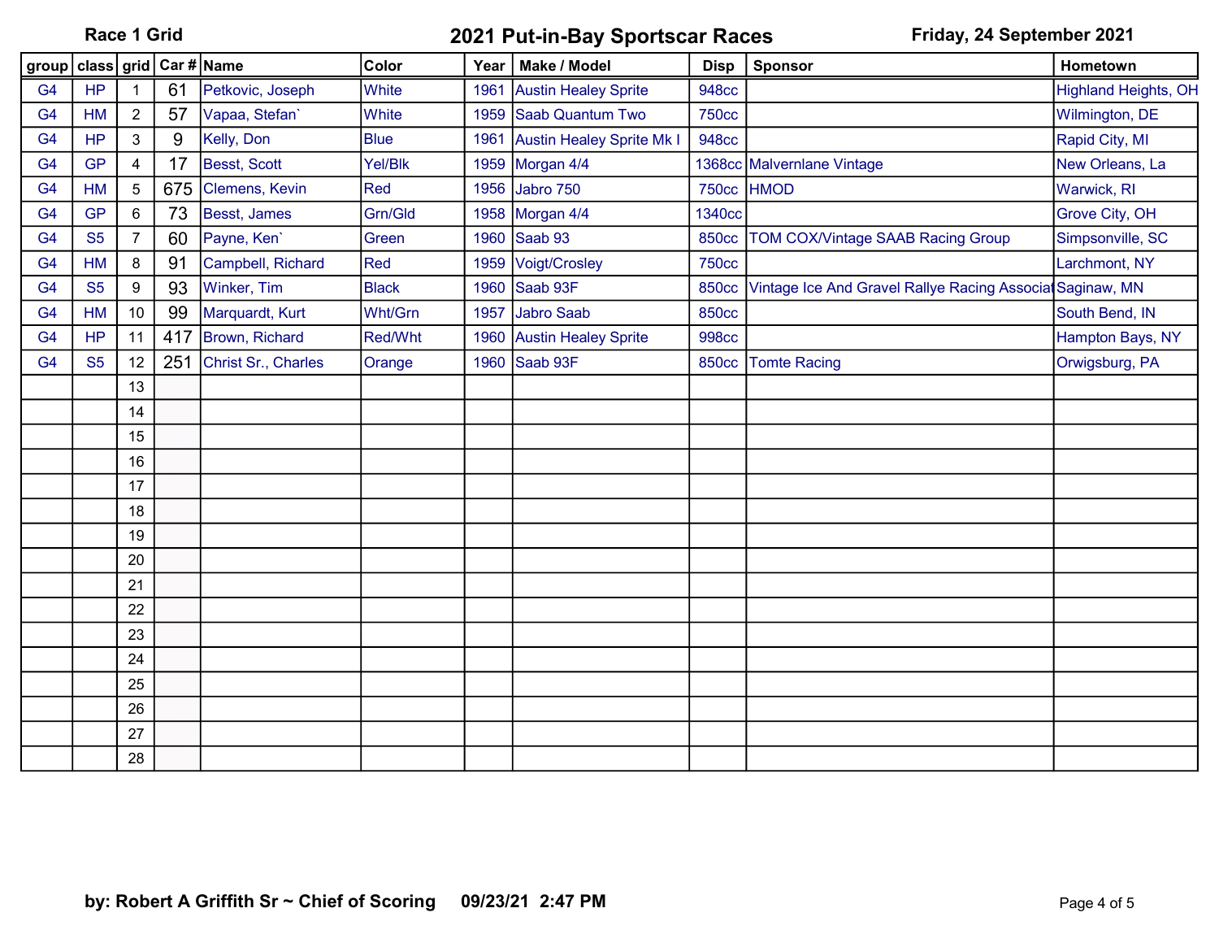**Race 1 Grid** | **2021 Put-in-Bay Sportscar Races** | **Friday, 24 September 2021**

| group | class | grid | Car # | Name | Color | Year | Make / Model | Disp | Sponsor | Hometown |
|---|---|---|---|---|---|---|---|---|---|---|
| G4 | HP | 1 | 61 | Petkovic, Joseph | White | 1961 | Austin Healey Sprite | 948cc | | Highland Heights, OH |
| G4 | HM | 2 | 57 | Vapaa, Stefan` | White | 1959 | Saab Quantum Two | 750cc | | Wilmington, DE |
| G4 | HP | 3 | 9 | Kelly, Don | Blue | 1961 | Austin Healey Sprite Mk I | 948cc | | Rapid City, MI |
| G4 | GP | 4 | 17 | Besst, Scott | Yel/Blk | 1959 | Morgan 4/4 | 1368cc | Malvernlane Vintage | New Orleans, La |
| G4 | HM | 5 | 675 | Clemens, Kevin | Red | 1956 | Jabro 750 | 750cc | HMOD | Warwick, RI |
| G4 | GP | 6 | 73 | Besst, James | Grn/Gld | 1958 | Morgan 4/4 | 1340cc | | Grove City, OH |
| G4 | S5 | 7 | 60 | Payne, Ken` | Green | 1960 | Saab 93 | 850cc | TOM COX/Vintage SAAB Racing Group | Simpsonville, SC |
| G4 | HM | 8 | 91 | Campbell, Richard | Red | 1959 | Voigt/Crosley | 750cc | | Larchmont, NY |
| G4 | S5 | 9 | 93 | Winker, Tim | Black | 1960 | Saab 93F | 850cc | Vintage Ice And Gravel Rallye Racing Associat | Saginaw, MN |
| G4 | HM | 10 | 99 | Marquardt, Kurt | Wht/Grn | 1957 | Jabro Saab | 850cc | | South Bend, IN |
| G4 | HP | 11 | 417 | Brown, Richard | Red/Wht | 1960 | Austin Healey Sprite | 998cc | | Hampton Bays, NY |
| G4 | S5 | 12 | 251 | Christ Sr., Charles | Orange | 1960 | Saab 93F | 850cc | Tomte Racing | Orwigsburg, PA |
| | | 13 | | | | | | | | |
| | | 14 | | | | | | | | |
| | | 15 | | | | | | | | |
| | | 16 | | | | | | | | |
| | | 17 | | | | | | | | |
| | | 18 | | | | | | | | |
| | | 19 | | | | | | | | |
| | | 20 | | | | | | | | |
| | | 21 | | | | | | | | |
| | | 22 | | | | | | | | |
| | | 23 | | | | | | | | |
| | | 24 | | | | | | | | |
| | | 25 | | | | | | | | |
| | | 26 | | | | | | | | |
| | | 27 | | | | | | | | |
| | | 28 | | | | | | | | |

**by: Robert A Griffith Sr ~ Chief of Scoring 09/23/21 2:47 PM**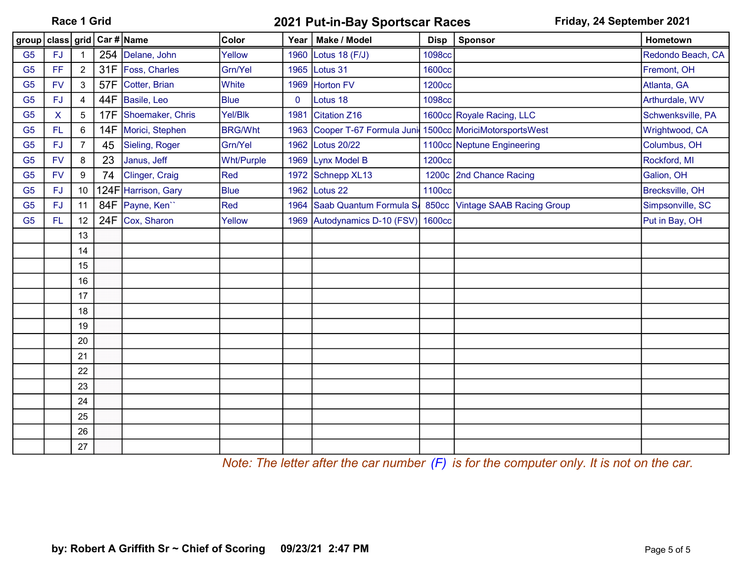**Race 1 Grid** — **2021 Put-in-Bay Sportscar Races** — **Friday, 24 September 2021**

| group | class | grid | Car # | Name | Color | Year | Make / Model | Disp | Sponsor | Hometown |
|---|---|---|---|---|---|---|---|---|---|---|
| G5 | FJ | 1 | 254 | Delane, John | Yellow | 1960 | Lotus 18 (F/J) | 1098cc | | Redondo Beach, CA |
| G5 | FF | 2 | 31F | Foss, Charles | Grn/Yel | 1965 | Lotus 31 | 1600cc | | Fremont, OH |
| G5 | FV | 3 | 57F | Cotter, Brian | White | 1969 | Horton FV | 1200cc | | Atlanta, GA |
| G5 | FJ | 4 | 44F | Basile, Leo | Blue | 0 | Lotus 18 | 1098cc | | Arthurdale, WV |
| G5 | X | 5 | 17F | Shoemaker, Chris | Yel/Blk | 1981 | Citation Z16 | 1600cc | Royale Racing, LLC | Schwenksville, PA |
| G5 | FL | 6 | 14F | Morici, Stephen | BRG/Wht | 1963 | Cooper T-67 Formula Juni | 1500cc | MoriciMotorsportsWest | Wrightwood, CA |
| G5 | FJ | 7 | 45 | Sieling, Roger | Grn/Yel | 1962 | Lotus 20/22 | 1100cc | Neptune Engineering | Columbus, OH |
| G5 | FV | 8 | 23 | Janus, Jeff | Wht/Purple | 1969 | Lynx Model B | 1200cc | | Rockford, MI |
| G5 | FV | 9 | 74 | Clinger, Craig | Red | 1972 | Schnepp XL13 | 1200c | 2nd Chance Racing | Galion, OH |
| G5 | FJ | 10 | 124F | Harrison, Gary | Blue | 1962 | Lotus 22 | 1100cc | | Brecksville, OH |
| G5 | FJ | 11 | 84F | Payne, Ken`` | Red | 1964 | Saab Quantum Formula S/ | 850cc | Vintage SAAB Racing Group | Simpsonville, SC |
| G5 | FL | 12 | 24F | Cox, Sharon | Yellow | 1969 | Autodynamics D-10 (FSV) | 1600cc | | Put in Bay, OH |
| | | 13 | | | | | | | | |
| | | 14 | | | | | | | | |
| | | 15 | | | | | | | | |
| | | 16 | | | | | | | | |
| | | 17 | | | | | | | | |
| | | 18 | | | | | | | | |
| | | 19 | | | | | | | | |
| | | 20 | | | | | | | | |
| | | 21 | | | | | | | | |
| | | 22 | | | | | | | | |
| | | 23 | | | | | | | | |
| | | 24 | | | | | | | | |
| | | 25 | | | | | | | | |
| | | 26 | | | | | | | | |
| | | 27 | | | | | | | | |

*Note: The letter after the car number (F) is for the computer only. It is not on the car.*

**by: Robert A Griffith Sr ~ Chief of Scoring 09/23/21 2:47 PM**